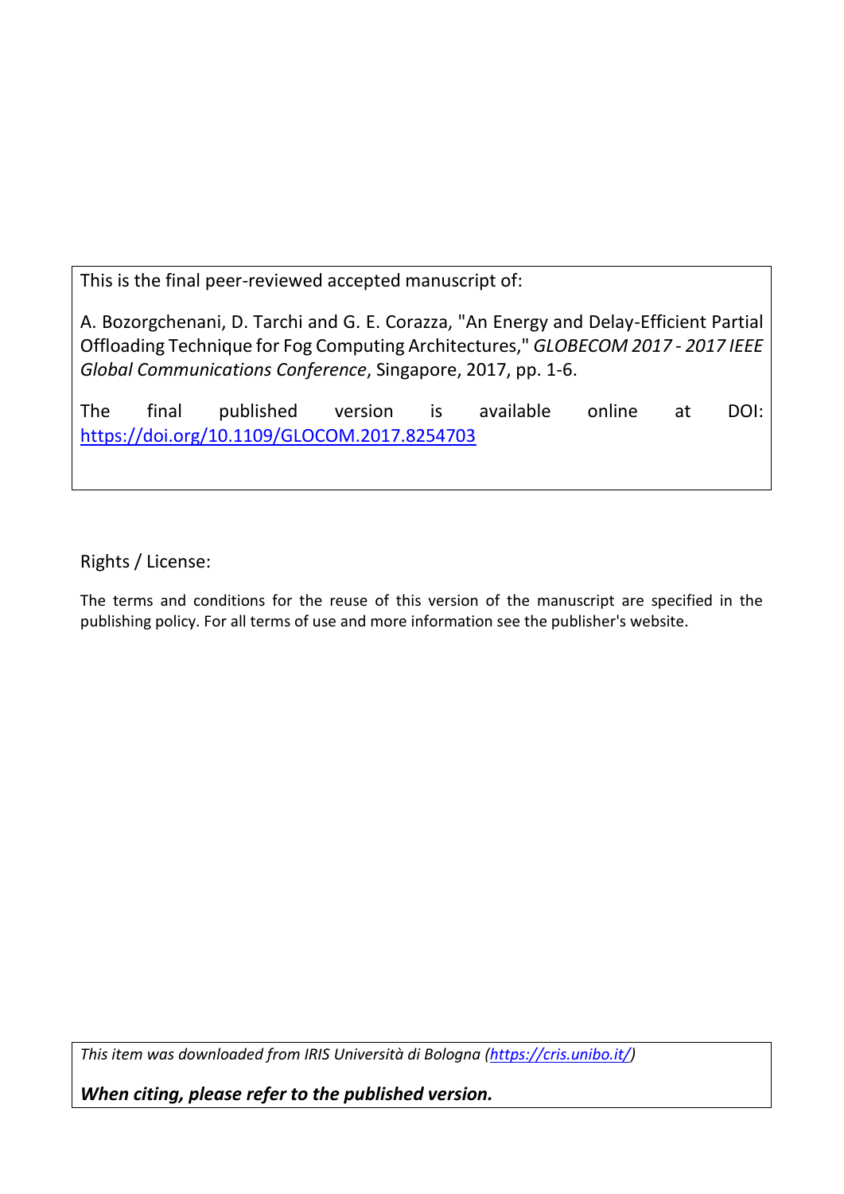This is the final peer-reviewed accepted manuscript of:

A. Bozorgchenani, D. Tarchi and G. E. Corazza, "An Energy and Delay-Efficient Partial Offloading Technique for Fog Computing Architectures," *GLOBECOM 2017 - 2017 IEEE Global Communications Conference*, Singapore, 2017, pp. 1-6.

The final published version is available online at DOI: [https://doi.org/10.1109/GLOCOM.2017.8254703](https://doi.org/10.1109/GLOCOM.2017.8254703)

Rights / License:

The terms and conditions for the reuse of this version of the manuscript are specified in the publishing policy. For all terms of use and more information see the publisher's website.

*This item was downloaded from IRIS Università di Bologna ([https://cris.unibo.it/](https://cris.unibo.it/))*

***When citing, please refer to the published version.***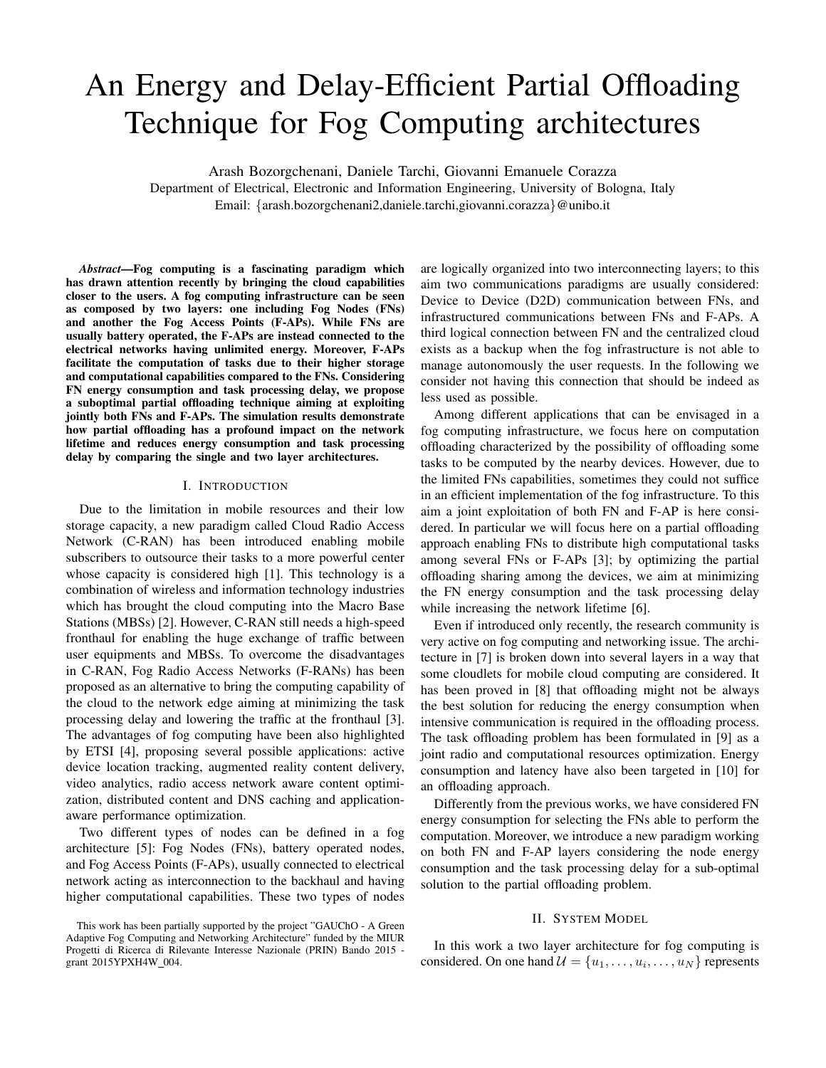# An Energy and Delay-Efficient Partial Offloading Technique for Fog Computing architectures

Arash Bozorgchenani, Daniele Tarchi, Giovanni Emanuele Corazza

Department of Electrical, Electronic and Information Engineering, University of Bologna, Italy

Email: {arash.bozorgchenani2,daniele.tarchi,giovanni.corazza}@unibo.it

***Abstract*—Fog computing is a fascinating paradigm which has drawn attention recently by bringing the cloud capabilities closer to the users. A fog computing infrastructure can be seen as composed by two layers: one including Fog Nodes (FNs) and another the Fog Access Points (F-APs). While FNs are usually battery operated, the F-APs are instead connected to the electrical networks having unlimited energy. Moreover, F-APs facilitate the computation of tasks due to their higher storage and computational capabilities compared to the FNs. Considering FN energy consumption and task processing delay, we propose a suboptimal partial offloading technique aiming at exploiting jointly both FNs and F-APs. The simulation results demonstrate how partial offloading has a profound impact on the network lifetime and reduces energy consumption and task processing delay by comparing the single and two layer architectures.**

## I. Introduction

Due to the limitation in mobile resources and their low storage capacity, a new paradigm called Cloud Radio Access Network (C-RAN) has been introduced enabling mobile subscribers to outsource their tasks to a more powerful center whose capacity is considered high [1]. This technology is a combination of wireless and information technology industries which has brought the cloud computing into the Macro Base Stations (MBSs) [2]. However, C-RAN still needs a high-speed fronthaul for enabling the huge exchange of traffic between user equipments and MBSs. To overcome the disadvantages in C-RAN, Fog Radio Access Networks (F-RANs) has been proposed as an alternative to bring the computing capability of the cloud to the network edge aiming at minimizing the task processing delay and lowering the traffic at the fronthaul [3]. The advantages of fog computing have been also highlighted by ETSI [4], proposing several possible applications: active device location tracking, augmented reality content delivery, video analytics, radio access network aware content optimization, distributed content and DNS caching and application-aware performance optimization.

Two different types of nodes can be defined in a fog architecture [5]: Fog Nodes (FNs), battery operated nodes, and Fog Access Points (F-APs), usually connected to electrical network acting as interconnection to the backhaul and having higher computational capabilities. These two types of nodes are logically organized into two interconnecting layers; to this aim two communications paradigms are usually considered: Device to Device (D2D) communication between FNs, and infrastructured communications between FNs and F-APs. A third logical connection between FN and the centralized cloud exists as a backup when the fog infrastructure is not able to manage autonomously the user requests. In the following we consider not having this connection that should be indeed as less used as possible.

Among different applications that can be envisaged in a fog computing infrastructure, we focus here on computation offloading characterized by the possibility of offloading some tasks to be computed by the nearby devices. However, due to the limited FNs capabilities, sometimes they could not suffice in an efficient implementation of the fog infrastructure. To this aim a joint exploitation of both FN and F-AP is here considered. In particular we will focus here on a partial offloading approach enabling FNs to distribute high computational tasks among several FNs or F-APs [3]; by optimizing the partial offloading sharing among the devices, we aim at minimizing the FN energy consumption and the task processing delay while increasing the network lifetime [6].

Even if introduced only recently, the research community is very active on fog computing and networking issue. The architecture in [7] is broken down into several layers in a way that some cloudlets for mobile cloud computing are considered. It has been proved in [8] that offloading might not be always the best solution for reducing the energy consumption when intensive communication is required in the offloading process. The task offloading problem has been formulated in [9] as a joint radio and computational resources optimization. Energy consumption and latency have also been targeted in [10] for an offloading approach.

Differently from the previous works, we have considered FN energy consumption for selecting the FNs able to perform the computation. Moreover, we introduce a new paradigm working on both FN and F-AP layers considering the node energy consumption and the task processing delay for a sub-optimal solution to the partial offloading problem.

## II. System Model

In this work a two layer architecture for fog computing is considered. On one hand $\mathcal{U} = \{u_1, \ldots, u_i, \ldots, u_N\}$ represents

This work has been partially supported by the project "GAUChO - A Green Adaptive Fog Computing and Networking Architecture" funded by the MIUR Progetti di Ricerca di Rilevante Interesse Nazionale (PRIN) Bando 2015 - grant 2015YPXH4W_004.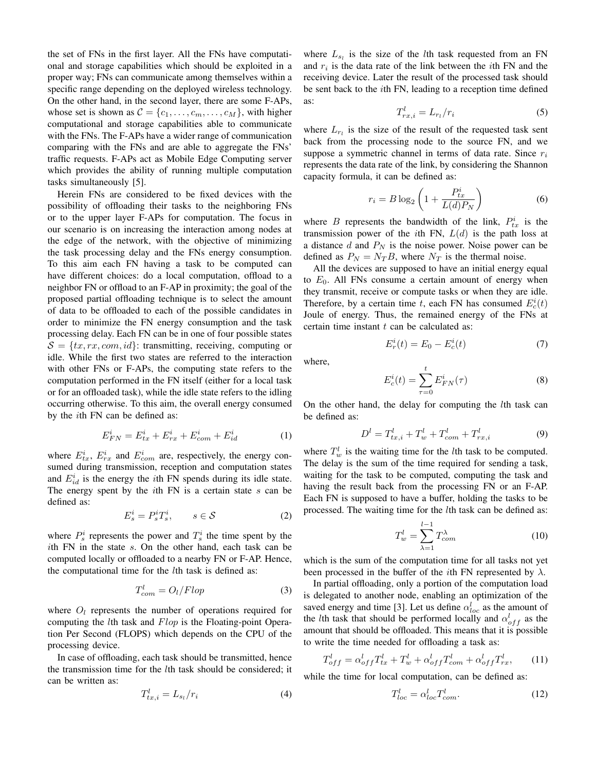the set of FNs in the first layer. All the FNs have computational and storage capabilities which should be exploited in a proper way; FNs can communicate among themselves within a specific range depending on the deployed wireless technology. On the other hand, in the second layer, there are some F-APs, whose set is shown as $\mathcal{C} = \{c_1, \ldots, c_m, \ldots, c_M\}$, with higher computational and storage capabilities able to communicate with the FNs. The F-APs have a wider range of communication comparing with the FNs and are able to aggregate the FNs' traffic requests. F-APs act as Mobile Edge Computing server which provides the ability of running multiple computation tasks simultaneously [5].

Herein FNs are considered to be fixed devices with the possibility of offloading their tasks to the neighboring FNs or to the upper layer F-APs for computation. The focus in our scenario is on increasing the interaction among nodes at the edge of the network, with the objective of minimizing the task processing delay and the FNs energy consumption. To this aim each FN having a task to be computed can have different choices: do a local computation, offload to a neighbor FN or offload to an F-AP in proximity; the goal of the proposed partial offloading technique is to select the amount of data to be offloaded to each of the possible candidates in order to minimize the FN energy consumption and the task processing delay. Each FN can be in one of four possible states $\mathcal{S} = \{tx, rx, com, id\}$: transmitting, receiving, computing or idle. While the first two states are referred to the interaction with other FNs or F-APs, the computing state refers to the computation performed in the FN itself (either for a local task or for an offloaded task), while the idle state refers to the idling occurring otherwise. To this aim, the overall energy consumed by the $i$th FN can be defined as:

$$E^i_{FN} = E^i_{tx} + E^i_{rx} + E^i_{com} + E^i_{id} \tag{1}$$

where $E^i_{tx}$, $E^i_{rx}$ and $E^i_{com}$ are, respectively, the energy consumed during transmission, reception and computation states and $E^i_{id}$ is the energy the $i$th FN spends during its idle state. The energy spent by the $i$th FN is a certain state $s$ can be defined as:

$$E^i_s = P^i_s T^i_s, \qquad s \in \mathcal{S} \tag{2}$$

where $P^i_s$ represents the power and $T^i_s$ the time spent by the $i$th FN in the state $s$. On the other hand, each task can be computed locally or offloaded to a nearby FN or F-AP. Hence, the computational time for the $l$th task is defined as:

$$T^l_{com} = O_l / Flop \tag{3}$$

where $O_l$ represents the number of operations required for computing the $l$th task and $Flop$ is the Floating-point Operation Per Second (FLOPS) which depends on the CPU of the processing device.

In case of offloading, each task should be transmitted, hence the transmission time for the $l$th task should be considered; it can be written as:

$$T^l_{tx,i} = L_{s_l} / r_i \tag{4}$$

where $L_{s_l}$ is the size of the $l$th task requested from an FN and $r_i$ is the data rate of the link between the $i$th FN and the receiving device. Later the result of the processed task should be sent back to the $i$th FN, leading to a reception time defined as:

$$T^l_{rx,i} = L_{r_l} / r_i \tag{5}$$

where $L_{r_l}$ is the size of the result of the requested task sent back from the processing node to the source FN, and we suppose a symmetric channel in terms of data rate. Since $r_i$ represents the data rate of the link, by considering the Shannon capacity formula, it can be defined as:

$$r_i = B \log_2 \left(1 + \frac{P^i_{tx}}{L(d) P_N}\right) \tag{6}$$

where $B$ represents the bandwidth of the link, $P^i_{tx}$ is the transmission power of the $i$th FN, $L(d)$ is the path loss at a distance $d$ and $P_N$ is the noise power. Noise power can be defined as $P_N = N_T B$, where $N_T$ is the thermal noise.

All the devices are supposed to have an initial energy equal to $E_0$. All FNs consume a certain amount of energy when they transmit, receive or compute tasks or when they are idle. Therefore, by a certain time $t$, each FN has consumed $E^i_c(t)$ Joule of energy. Thus, the remained energy of the FNs at certain time instant $t$ can be calculated as:

$$E^i_r(t) = E_0 - E^i_c(t) \tag{7}$$

where,

$$E^i_c(t) = \sum_{\tau=0}^{t} E^i_{FN}(\tau) \tag{8}$$

On the other hand, the delay for computing the $l$th task can be defined as:

$$D^l = T^l_{tx,i} + T^l_w + T^l_{com} + T^l_{rx,i} \tag{9}$$

where $T^l_w$ is the waiting time for the $l$th task to be computed. The delay is the sum of the time required for sending a task, waiting for the task to be computed, computing the task and having the result back from the processing FN or an F-AP. Each FN is supposed to have a buffer, holding the tasks to be processed. The waiting time for the $l$th task can be defined as:

$$T^l_w = \sum_{\lambda=1}^{l-1} T^{\lambda}_{com} \tag{10}$$

which is the sum of the computation time for all tasks not yet been processed in the buffer of the $i$th FN represented by $\lambda$.

In partial offloading, only a portion of the computation load is delegated to another node, enabling an optimization of the saved energy and time [3]. Let us define $\alpha^l_{loc}$ as the amount of the $l$th task that should be performed locally and $\alpha^l_{off}$ as the amount that should be offloaded. This means that it is possible to write the time needed for offloading a task as:

$$T^l_{off} = \alpha^l_{off} T^l_{tx} + T^l_w + \alpha^l_{off} T^l_{com} + \alpha^l_{off} T^l_{rx}, \tag{11}$$

while the time for local computation, can be defined as:

$$T^l_{loc} = \alpha^l_{loc} T^l_{com}. \tag{12}$$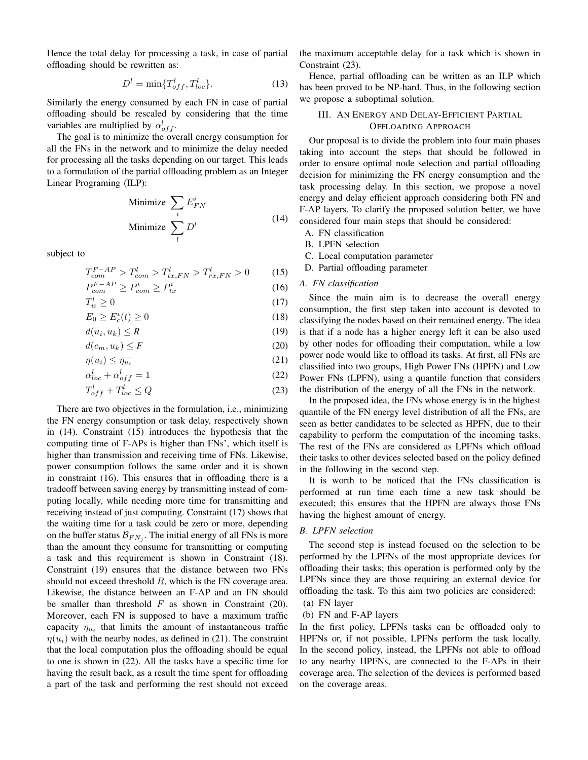Hence the total delay for processing a task, in case of partial offloading should be rewritten as:

$$D^l = \min\{T^l_{off}, T^l_{loc}\}. \tag{13}$$

Similarly the energy consumed by each FN in case of partial offloading should be rescaled by considering that the time variables are multiplied by $\alpha^l_{off}$.

The goal is to minimize the overall energy consumption for all the FNs in the network and to minimize the delay needed for processing all the tasks depending on our target. This leads to a formulation of the partial offloading problem as an Integer Linear Programing (ILP):

$$\begin{aligned} &\text{Minimize } \sum_i E^i_{FN} \\ &\text{Minimize } \sum_l D^l \end{aligned} \tag{14}$$

subject to

$$T^{F-AP}_{com} > T^l_{com} > T^l_{tx,FN} > T^l_{rx,FN} > 0 \tag{15}$$

$$P^{F-AP}_{com} \geq P^i_{com} \geq P^i_{tx} \tag{16}$$

$$T^l_w \geq 0 \tag{17}$$

$$E_0 \geq E^i_c(t) \geq 0 \tag{18}$$

$$d(u_i, u_k) \leq \boldsymbol{R} \tag{19}$$

$$d(c_m, u_k) \leq \boldsymbol{F} \tag{20}$$

$$\eta(u_i) \leq \overline{\eta_{u_i}} \tag{21}$$

$$\alpha^l_{loc} + \alpha^l_{off} = 1 \tag{22}$$

$$T^l_{off} + T^l_{loc} \leq Q \tag{23}$$

There are two objectives in the formulation, i.e., minimizing the FN energy consumption or task delay, respectively shown in (14). Constraint (15) introduces the hypothesis that the computing time of F-APs is higher than FNs', which itself is higher than transmission and receiving time of FNs. Likewise, power consumption follows the same order and it is shown in constraint (16). This ensures that in offloading there is a tradeoff between saving energy by transmitting instead of computing locally, while needing more time for transmitting and receiving instead of just computing. Constraint (17) shows that the waiting time for a task could be zero or more, depending on the buffer status $\mathcal{B}_{FN_j}$. The initial energy of all FNs is more than the amount they consume for transmitting or computing a task and this requirement is shown in Constraint (18). Constraint (19) ensures that the distance between two FNs should not exceed threshold $R$, which is the FN coverage area. Likewise, the distance between an F-AP and an FN should be smaller than threshold $F$ as shown in Constraint (20). Moreover, each FN is supposed to have a maximum traffic capacity $\overline{\eta_{u_i}}$ that limits the amount of instantaneous traffic $\eta(u_i)$ with the nearby nodes, as defined in (21). The constraint that the local computation plus the offloading should be equal to one is shown in (22). All the tasks have a specific time for having the result back, as a result the time spent for offloading a part of the task and performing the rest should not exceed the maximum acceptable delay for a task which is shown in Constraint (23).

Hence, partial offloading can be written as an ILP which has been proved to be NP-hard. Thus, in the following section we propose a suboptimal solution.

## III. An Energy and Delay-Efficient Partial Offloading Approach

Our proposal is to divide the problem into four main phases taking into account the steps that should be followed in order to ensure optimal node selection and partial offloading decision for minimizing the FN energy consumption and the task processing delay. In this section, we propose a novel energy and delay efficient approach considering both FN and F-AP layers. To clarify the proposed solution better, we have considered four main steps that should be considered:

A. FN classification
B. LPFN selection
C. Local computation parameter
D. Partial offloading parameter

### A. FN classification

Since the main aim is to decrease the overall energy consumption, the first step taken into account is devoted to classifying the nodes based on their remained energy. The idea is that if a node has a higher energy left it can be also used by other nodes for offloading their computation, while a low power node would like to offload its tasks. At first, all FNs are classified into two groups, High Power FNs (HPFN) and Low Power FNs (LPFN), using a quantile function that considers the distribution of the energy of all the FNs in the network.

In the proposed idea, the FNs whose energy is in the highest quantile of the FN energy level distribution of all the FNs, are seen as better candidates to be selected as HPFN, due to their capability to perform the computation of the incoming tasks. The rest of the FNs are considered as LPFNs which offload their tasks to other devices selected based on the policy defined in the following in the second step.

It is worth to be noticed that the FNs classification is performed at run time each time a new task should be executed; this ensures that the HPFN are always those FNs having the highest amount of energy.

### B. LPFN selection

The second step is instead focused on the selection to be performed by the LPFNs of the most appropriate devices for offloading their tasks; this operation is performed only by the LPFNs since they are those requiring an external device for offloading the task. To this aim two policies are considered:

(a) FN layer
(b) FN and F-AP layers

In the first policy, LPFNs tasks can be offloaded only to HPFNs or, if not possible, LPFNs perform the task locally. In the second policy, instead, the LPFNs not able to offload to any nearby HPFNs, are connected to the F-APs in their coverage area. The selection of the devices is performed based on the coverage areas.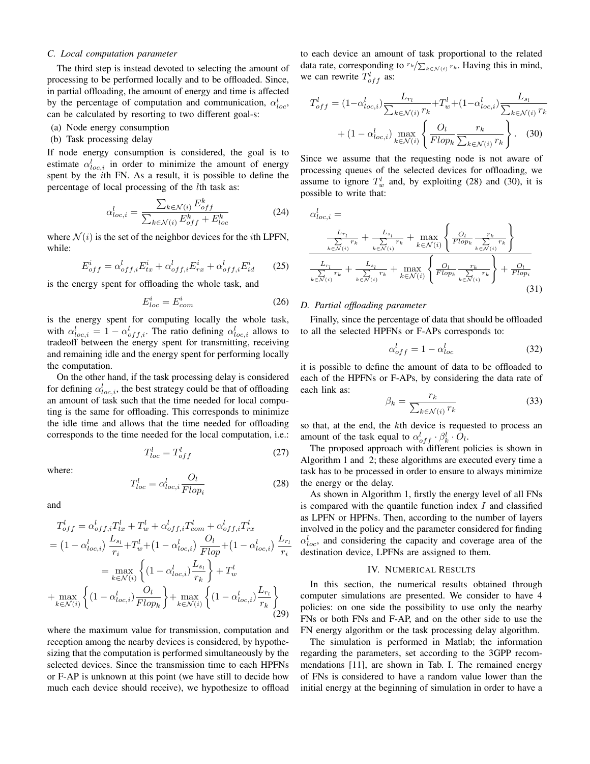### C. Local computation parameter

The third step is instead devoted to selecting the amount of processing to be performed locally and to be offloaded. Since, in partial offloading, the amount of energy and time is affected by the percentage of computation and communication, $\alpha^l_{loc}$, can be calculated by resorting to two different goal-s:

(a) Node energy consumption
(b) Task processing delay

If node energy consumption is considered, the goal is to estimate $\alpha^l_{loc,i}$ in order to minimize the amount of energy spent by the $i$th FN. As a result, it is possible to define the percentage of local processing of the $l$th task as:

$$\alpha^l_{loc,i} = \frac{\sum_{k\in\mathcal{N}(i)} E^k_{off}}{\sum_{k\in\mathcal{N}(i)} E^k_{off} + E^k_{loc}} \tag{24}$$

where $\mathcal{N}(i)$ is the set of the neighbor devices for the $i$th LPFN, while:

$$E^i_{off} = \alpha^l_{off,i} E^i_{tx} + \alpha^l_{off,i} E^i_{rx} + \alpha^l_{off,i} E^i_{id} \tag{25}$$

is the energy spent for offloading the whole task, and

$$E^i_{loc} = E^i_{com} \tag{26}$$

is the energy spent for computing locally the whole task, with $\alpha^l_{loc,i} = 1 - \alpha^l_{off,i}$. The ratio defining $\alpha^l_{loc,i}$ allows to tradeoff between the energy spent for transmitting, receiving and remaining idle and the energy spent for performing locally the computation.

On the other hand, if the task processing delay is considered for defining $\alpha^l_{loc,i}$, the best strategy could be that of offloading an amount of task such that the time needed for local computing is the same for offloading. This corresponds to minimize the idle time and allows that the time needed for offloading corresponds to the time needed for the local computation, i.e.:

$$T^l_{loc} = T^l_{off} \tag{27}$$

where:

$$T^l_{loc} = \alpha^l_{loc,i} \frac{O_l}{Flop_i} \tag{28}$$

and

$$\begin{aligned}
T^l_{off} &= \alpha^l_{off,i} T^l_{tx} + T^l_w + \alpha^l_{off,i} T^l_{com} + \alpha^l_{off,i} T^l_{rx} \\
&= \left(1-\alpha^l_{loc,i}\right)\frac{L_{s_l}}{r_i} + T^l_w + \left(1-\alpha^l_{loc,i}\right)\frac{O_l}{Flop} + \left(1-\alpha^l_{loc,i}\right)\frac{L_{r_l}}{r_i} \\
&= \max_{k\in\mathcal{N}(i)} \left\{ (1-\alpha^l_{loc,i})\frac{L_{s_l}}{r_k} \right\} + T^l_w \\
&+ \max_{k\in\mathcal{N}(i)} \left\{ (1-\alpha^l_{loc,i})\frac{O_l}{Flop_k} \right\} + \max_{k\in\mathcal{N}(i)} \left\{ (1-\alpha^l_{loc,i})\frac{L_{r_l}}{r_k} \right\}
\end{aligned} \tag{29}$$

where the maximum value for transmission, computation and reception among the nearby devices is considered, by hypothesizing that the computation is performed simultaneously by the selected devices. Since the transmission time to each HPFNs or F-AP is unknown at this point (we have still to decide how much each device should receive), we hypothesize to offload to each device an amount of task proportional to the related data rate, corresponding to $r_k / \sum_{k\in\mathcal{N}(i)} r_k$. Having this in mind, we can rewrite $T^l_{off}$ as:

$$\begin{aligned}
T^l_{off} &= (1-\alpha^l_{loc,i})\frac{L_{r_l}}{\sum_{k\in\mathcal{N}(i)} r_k} + T^l_w + (1-\alpha^l_{loc,i})\frac{L_{s_l}}{\sum_{k\in\mathcal{N}(i)} r_k} \\
&+ (1-\alpha^l_{loc,i}) \max_{k\in\mathcal{N}(i)} \left\{ \frac{O_l}{Flop_k} \frac{r_k}{\sum_{k\in\mathcal{N}(i)} r_k} \right\}.
\end{aligned} \tag{30}$$

Since we assume that the requesting node is not aware of processing queues of the selected devices for offloading, we assume to ignore $T^l_w$ and, by exploiting (28) and (30), it is possible to write that:

$$\alpha^l_{loc,i} = \frac{\frac{L_{r_l}}{\sum\limits_{k\in\mathcal{N}(i)} r_k} + \frac{L_{s_l}}{\sum\limits_{k\in\mathcal{N}(i)} r_k} + \max\limits_{k\in\mathcal{N}(i)} \left\{ \frac{O_l}{Flop_k} \frac{r_k}{\sum\limits_{k\in\mathcal{N}(i)} r_k} \right\}}{\frac{L_{r_l}}{\sum\limits_{k\in\mathcal{N}(i)} r_k} + \frac{L_{s_l}}{\sum\limits_{k\in\mathcal{N}(i)} r_k} + \max\limits_{k\in\mathcal{N}(i)} \left\{ \frac{O_l}{Flop_k} \frac{r_k}{\sum\limits_{k\in\mathcal{N}(i)} r_k} \right\} + \frac{O_l}{Flop_i}} \tag{31}$$

### D. Partial offloading parameter

Finally, since the percentage of data that should be offloaded to all the selected HPFNs or F-APs corresponds to:

$$\alpha^l_{off} = 1 - \alpha^l_{loc} \tag{32}$$

it is possible to define the amount of data to be offloaded to each of the HPFNs or F-APs, by considering the data rate of each link as:

$$\beta_k = \frac{r_k}{\sum_{k\in\mathcal{N}(i)} r_k} \tag{33}$$

so that, at the end, the $k$th device is requested to process an amount of the task equal to $\alpha^l_{off} \cdot \beta^l_k \cdot O_l$.

The proposed approach with different policies is shown in Algorithm 1 and 2; these algorithms are executed every time a task has to be processed in order to ensure to always minimize the energy or the delay.

As shown in Algorithm 1, firstly the energy level of all FNs is compared with the quantile function index $I$ and classified as LPFN or HPFNs. Then, according to the number of layers involved in the policy and the parameter considered for finding $\alpha^l_{loc}$, and considering the capacity and coverage area of the destination device, LPFNs are assigned to them.

## IV. Numerical Results

In this section, the numerical results obtained through computer simulations are presented. We consider to have 4 policies: on one side the possibility to use only the nearby FNs or both FNs and F-AP, and on the other side to use the FN energy algorithm or the task processing delay algorithm.

The simulation is performed in Matlab; the information regarding the parameters, set according to the 3GPP recommendations [11], are shown in Tab. I. The remained energy of FNs is considered to have a random value lower than the initial energy at the beginning of simulation in order to have a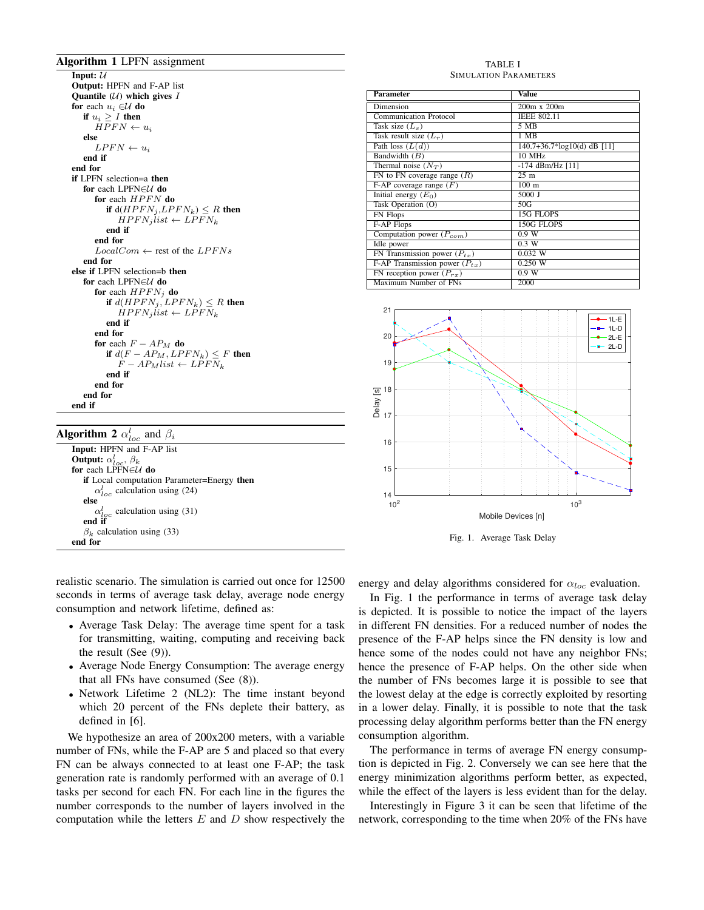**Algorithm 1** LPFN assignment

```
Input: 𝒰
Output: HPFN and F-AP list
Quantile (𝒰) which gives I
for each u_i ∈𝒰 do
    if u_i ≥ I then
        HPFN ← u_i
    else
        LPFN ← u_i
    end if
end for
if LPFN selection=a then
    for each LPFN∈𝒰 do
        for each HPFN do
            if d(HPFN_j,LPFN_k) ≤ R then
                HPFN_j list ← LPFN_k
            end if
        end for
        LocalCom ← rest of the LPFNs
    end for
else if LPFN selection=b then
    for each LPFN∈𝒰 do
        for each HPFN_j do
            if d(HPFN_j, LPFN_k) ≤ R then
                HPFN_j list ← LPFN_k
            end if
        end for
        for each F − AP_M do
            if d(F − AP_M, LPFN_k) ≤ F then
                F − AP_M list ← LPFN_k
            end if
        end for
    end for
end if
```

**Algorithm 2** $\alpha^l_{loc}$ and $\beta_i$

```
Input: HPFN and F-AP list
Output: α^l_loc, β_k
for each LPFN∈𝒰 do
    if Local computation Parameter=Energy then
        α^l_loc calculation using (24)
    else
        α^l_loc calculation using (31)
    end if
    β_k calculation using (33)
end for
```

realistic scenario. The simulation is carried out once for 12500 seconds in terms of average task delay, average node energy consumption and network lifetime, defined as:

- Average Task Delay: The average time spent for a task for transmitting, waiting, computing and receiving back the result (See (9)).
- Average Node Energy Consumption: The average energy that all FNs have consumed (See (8)).
- Network Lifetime 2 (NL2): The time instant beyond which 20 percent of the FNs deplete their battery, as defined in [6].

We hypothesize an area of 200x200 meters, with a variable number of FNs, while the F-AP are 5 and placed so that every FN can be always connected to at least one F-AP; the task generation rate is randomly performed with an average of 0.1 tasks per second for each FN. For each line in the figures the number corresponds to the number of layers involved in the computation while the letters $E$ and $D$ show respectively the energy and delay algorithms considered for $\alpha_{loc}$ evaluation.

TABLE I
SIMULATION PARAMETERS

| Parameter | Value |
|---|---|
| Dimension | 200m x 200m |
| Communication Protocol | IEEE 802.11 |
| Task size ($L_s$) | 5 MB |
| Task result size ($L_r$) | 1 MB |
| Path loss ($L(d)$) | 140.7+36.7*log10(d) dB [11] |
| Bandwidth ($B$) | 10 MHz |
| Thermal noise ($N_T$) | -174 dBm/Hz [11] |
| FN to FN coverage range ($R$) | 25 m |
| F-AP coverage range ($F$) | 100 m |
| Initial energy ($E_0$) | 5000 J |
| Task Operation (O) | 50G |
| FN Flops | 15G FLOPS |
| F-AP Flops | 150G FLOPS |
| Computation power ($P_{com}$) | 0.9 W |
| Idle power | 0.3 W |
| FN Transmission power ($P_{tx}$) | 0.032 W |
| F-AP Transmission power ($P_{tx}$) | 0.250 W |
| FN reception power ($P_{rx}$) | 0.9 W |
| Maximum Number of FNs | 2000 |

Fig. 1. Average Task Delay

In Fig. 1 the performance in terms of average task delay is depicted. It is possible to notice the impact of the layers in different FN densities. For a reduced number of nodes the presence of the F-AP helps since the FN density is low and hence some of the nodes could not have any neighbor FNs; hence the presence of F-AP helps. On the other side when the number of FNs becomes large it is possible to see that the lowest delay at the edge is correctly exploited by resorting in a lower delay. Finally, it is possible to note that the task processing delay algorithm performs better than the FN energy consumption algorithm.

The performance in terms of average FN energy consumption is depicted in Fig. 2. Conversely we can see here that the energy minimization algorithms perform better, as expected, while the effect of the layers is less evident than for the delay.

Interestingly in Figure 3 it can be seen that lifetime of the network, corresponding to the time when 20% of the FNs have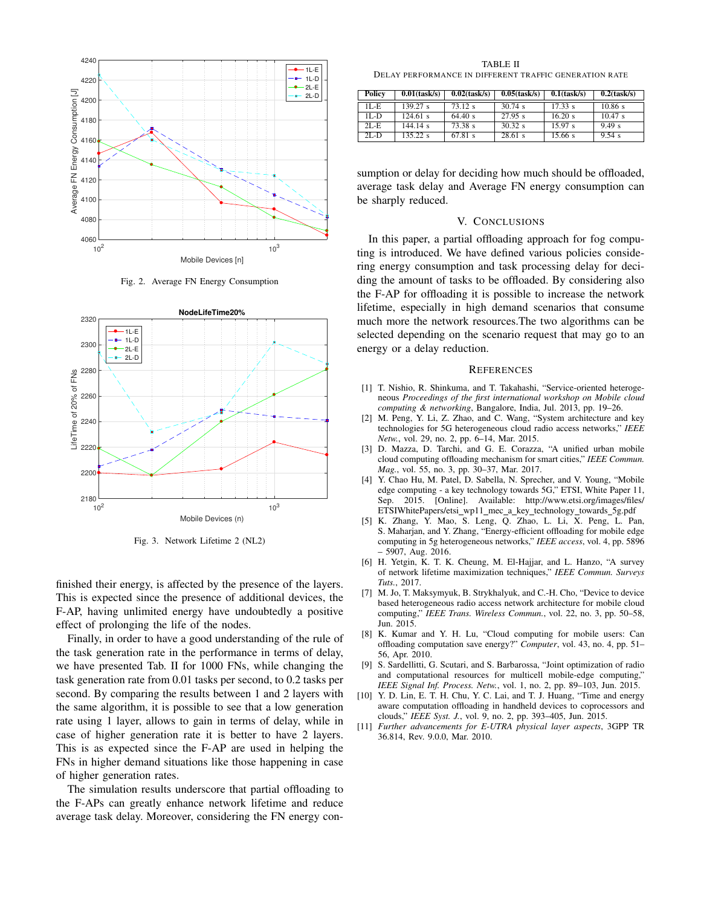4240
4220
4200
4180
4160
4140
4120
4100
4080
4060

Average FN Energy Consumption [J]

$10^2$ $10^3$

Mobile Devices [n]

1L-E
1L-D
2L-E
2L-D

Fig. 2. Average FN Energy Consumption

NodeLifeTime20%

2320
2300
2280
2260
2240
2220
2200
2180

LifeTime of 20% of FNs

$10^2$ $10^3$

Mobile Devices (n)

1L-E
1L-D
2L-E
2L-D

Fig. 3. Network Lifetime 2 (NL2)

finished their energy, is affected by the presence of the layers. This is expected since the presence of additional devices, the F-AP, having unlimited energy have undoubtedly a positive effect of prolonging the life of the nodes.

Finally, in order to have a good understanding of the rule of the task generation rate in the performance in terms of delay, we have presented Tab. II for 1000 FNs, while changing the task generation rate from 0.01 tasks per second, to 0.2 tasks per second. By comparing the results between 1 and 2 layers with the same algorithm, it is possible to see that a low generation rate using 1 layer, allows to gain in terms of delay, while in case of higher generation rate it is better to have 2 layers. This is as expected since the F-AP are used in helping the FNs in higher demand situations like those happening in case of higher generation rates.

The simulation results underscore that partial offloading to the F-APs can greatly enhance network lifetime and reduce average task delay. Moreover, considering the FN energy consumption or delay for deciding how much should be offloaded, average task delay and Average FN energy consumption can be sharply reduced.

TABLE II
DELAY PERFORMANCE IN DIFFERENT TRAFFIC GENERATION RATE

| Policy | 0.01(task/s) | 0.02(task/s) | 0.05(task/s) | 0.1(task/s) | 0.2(task/s) |
|---|---|---|---|---|---|
| 1L-E | 139.27 s | 73.12 s | 30.74 s | 17.33 s | 10.86 s |
| 1L-D | 124.61 s | 64.40 s | 27.95 s | 16.20 s | 10.47 s |
| 2L-E | 144.14 s | 73.38 s | 30.32 s | 15.97 s | 9.49 s |
| 2L-D | 135.22 s | 67.81 s | 28.61 s | 15.66 s | 9.54 s |

## V. Conclusions

In this paper, a partial offloading approach for fog computing is introduced. We have defined various policies considering energy consumption and task processing delay for deciding the amount of tasks to be offloaded. By considering also the F-AP for offloading it is possible to increase the network lifetime, especially in high demand scenarios that consume much more the network resources.The two algorithms can be selected depending on the scenario request that may go to an energy or a delay reduction.

## References

[1] T. Nishio, R. Shinkuma, and T. Takahashi, "Service-oriented heterogeneous *Proceedings of the first international workshop on Mobile cloud computing & networking*, Bangalore, India, Jul. 2013, pp. 19–26.

[2] M. Peng, Y. Li, Z. Zhao, and C. Wang, "System architecture and key technologies for 5G heterogeneous cloud radio access networks," *IEEE Netw.*, vol. 29, no. 2, pp. 6–14, Mar. 2015.

[3] D. Mazza, D. Tarchi, and G. E. Corazza, "A unified urban mobile cloud computing offloading mechanism for smart cities," *IEEE Commun. Mag.*, vol. 55, no. 3, pp. 30–37, Mar. 2017.

[4] Y. Chao Hu, M. Patel, D. Sabella, N. Sprecher, and V. Young, "Mobile edge computing - a key technology towards 5G," ETSI, White Paper 11, Sep. 2015. [Online]. Available: http://www.etsi.org/images/files/ETSIWhitePapers/etsi_wp11_mec_a_key_technology_towards_5g.pdf

[5] K. Zhang, Y. Mao, S. Leng, Q. Zhao, L. Li, X. Peng, L. Pan, S. Maharjan, and Y. Zhang, "Energy-efficient offloading for mobile edge computing in 5g heterogeneous networks," *IEEE access*, vol. 4, pp. 5896 – 5907, Aug. 2016.

[6] H. Yetgin, K. T. K. Cheung, M. El-Hajjar, and L. Hanzo, "A survey of network lifetime maximization techniques," *IEEE Commun. Surveys Tuts.*, 2017.

[7] M. Jo, T. Maksymyuk, B. Strykhalyuk, and C.-H. Cho, "Device to device based heterogeneous radio access network architecture for mobile cloud computing," *IEEE Trans. Wireless Commun.*, vol. 22, no. 3, pp. 50–58, Jun. 2015.

[8] K. Kumar and Y. H. Lu, "Cloud computing for mobile users: Can offloading computation save energy?" *Computer*, vol. 43, no. 4, pp. 51–56, Apr. 2010.

[9] S. Sardellitti, G. Scutari, and S. Barbarossa, "Joint optimization of radio and computational resources for multicell mobile-edge computing," *IEEE Signal Inf. Process. Netw.*, vol. 1, no. 2, pp. 89–103, Jun. 2015.

[10] Y. D. Lin, E. T. H. Chu, Y. C. Lai, and T. J. Huang, "Time and energy aware computation offloading in handheld devices to coprocessors and clouds," *IEEE Syst. J.*, vol. 9, no. 2, pp. 393–405, Jun. 2015.

[11] *Further advancements for E-UTRA physical layer aspects*, 3GPP TR 36.814, Rev. 9.0.0, Mar. 2010.